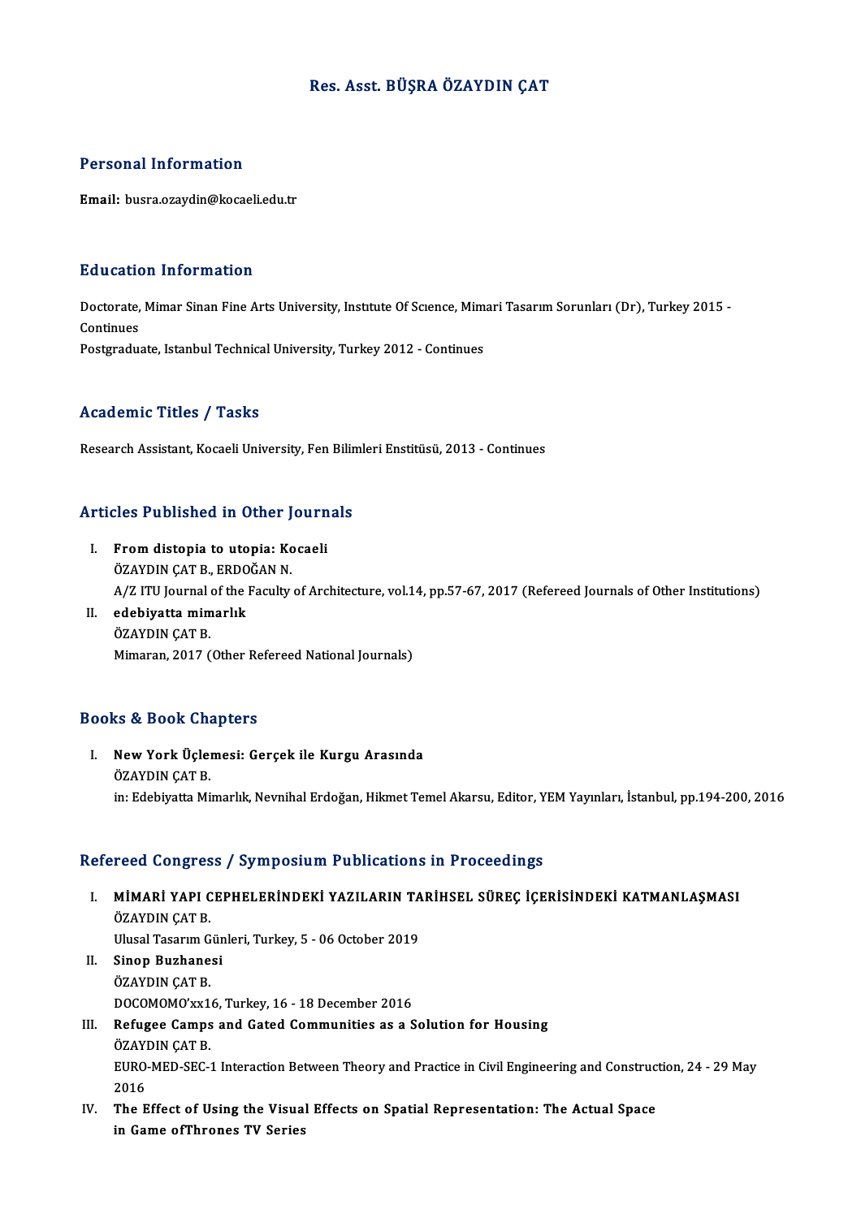# Res. Asst. BÜŞRA ÖZAYDIN ÇAT

## Personal Information

**Email:** busra.ozaydin@kocaeli.edu.tr

## Education Information

Doctorate, Mimar Sinan Fine Arts University, Instıtute Of Scıence, Mimari Tasarım Sorunları (Dr), Turkey 2015 - Continues
Postgraduate, Istanbul Technical University, Turkey 2012 - Continues

## Academic Titles / Tasks

Research Assistant, Kocaeli University, Fen Bilimleri Enstitüsü, 2013 - Continues

## Articles Published in Other Journals

I. **From distopia to utopia: Kocaeli**
ÖZAYDIN ÇAT B., ERDOĞAN N.
A/Z ITU Journal of the Faculty of Architecture, vol.14, pp.57-67, 2017 (Refereed Journals of Other Institutions)

II. **edebiyatta mimarlık**
ÖZAYDIN ÇAT B.
Mimaran, 2017 (Other Refereed National Journals)

## Books & Book Chapters

I. **New York Üçlemesi: Gerçek ile Kurgu Arasında**
ÖZAYDIN ÇAT B.
in: Edebiyatta Mimarlık, Nevnihal Erdoğan, Hikmet Temel Akarsu, Editor, YEM Yayınları, İstanbul, pp.194-200, 2016

## Refereed Congress / Symposium Publications in Proceedings

I. **MİMARİ YAPI CEPHELERİNDEKİ YAZILARIN TARİHSEL SÜREÇ İÇERİSİNDEKİ KATMANLAŞMASI**
ÖZAYDIN ÇAT B.
Ulusal Tasarım Günleri, Turkey, 5 - 06 October 2019

II. **Sinop Buzhanesi**
ÖZAYDIN ÇAT B.
DOCOMOMO'xx16, Turkey, 16 - 18 December 2016

III. **Refugee Camps and Gated Communities as a Solution for Housing**
ÖZAYDIN ÇAT B.
EURO-MED-SEC-1 Interaction Between Theory and Practice in Civil Engineering and Construction, 24 - 29 May 2016

IV. **The Effect of Using the Visual Effects on Spatial Representation: The Actual Space in Game ofThrones TV Series**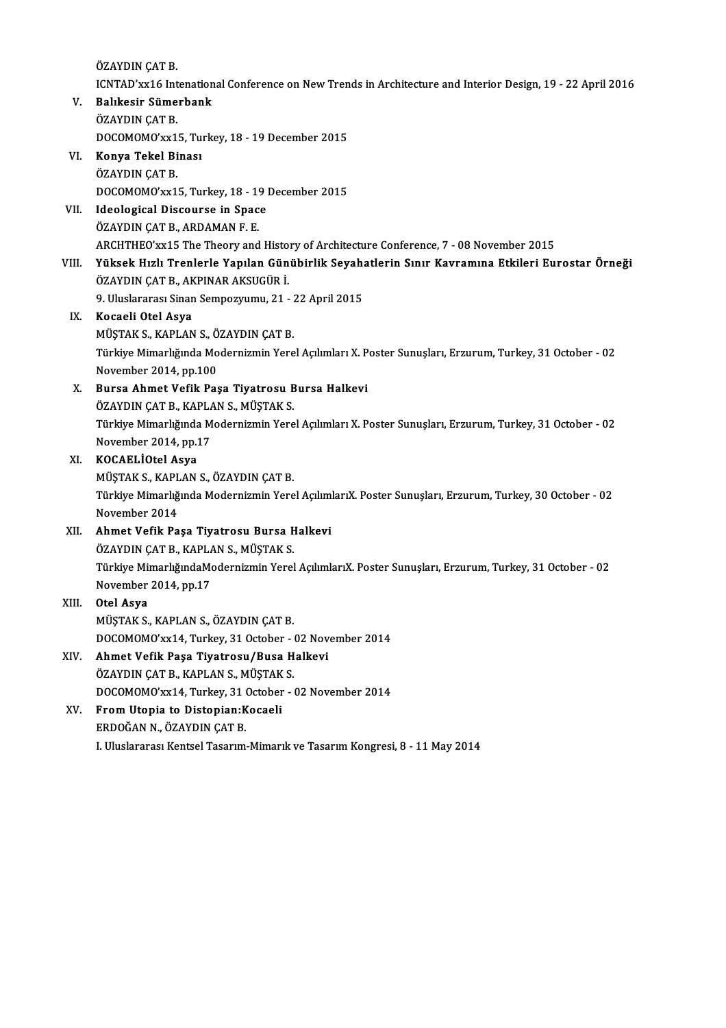ÖZAYDIN ÇAT B.
ICNTAD'xx16 Intenational Conference on New Trends in Architecture and Interior Design, 19 - 22 April 2016

V. **Balıkesir Sümerbank**
ÖZAYDIN ÇAT B.
DOCOMOMO'xx15, Turkey, 18 - 19 December 2015

VI. **Konya Tekel Binası**
ÖZAYDIN ÇAT B.
DOCOMOMO'xx15, Turkey, 18 - 19 December 2015

VII. **Ideological Discourse in Space**
ÖZAYDIN ÇAT B., ARDAMAN F. E.
ARCHTHEO'xx15 The Theory and History of Architecture Conference, 7 - 08 November 2015

VIII. **Yüksek Hızlı Trenlerle Yapılan Günübirlik Seyahatlerin Sınır Kavramına Etkileri Eurostar Örneği**
ÖZAYDIN ÇAT B., AKPINAR AKSUGÜR İ.
9. Uluslararası Sinan Sempozyumu, 21 - 22 April 2015

IX. **Kocaeli Otel Asya**
MÜŞTAK S., KAPLAN S., ÖZAYDIN ÇAT B.
Türkiye Mimarlığında Modernizmin Yerel Açılımları X. Poster Sunuşları, Erzurum, Turkey, 31 October - 02 November 2014, pp.100

X. **Bursa Ahmet Vefik Paşa Tiyatrosu Bursa Halkevi**
ÖZAYDIN ÇAT B., KAPLAN S., MÜŞTAK S.
Türkiye Mimarlığında Modernizmin Yerel Açılımları X. Poster Sunuşları, Erzurum, Turkey, 31 October - 02 November 2014, pp.17

XI. **KOCAELİOtel Asya**
MÜŞTAK S., KAPLAN S., ÖZAYDIN ÇAT B.
Türkiye Mimarlığında Modernizmin Yerel AçılımlarıX. Poster Sunuşları, Erzurum, Turkey, 30 October - 02 November 2014

XII. **Ahmet Vefik Paşa Tiyatrosu Bursa Halkevi**
ÖZAYDIN ÇAT B., KAPLAN S., MÜŞTAK S.
Türkiye MimarlığındaModernizmin Yerel AçılımlarıX. Poster Sunuşları, Erzurum, Turkey, 31 October - 02 November 2014, pp.17

XIII. **Otel Asya**
MÜŞTAK S., KAPLAN S., ÖZAYDIN ÇAT B.
DOCOMOMO'xx14, Turkey, 31 October - 02 November 2014

XIV. **Ahmet Vefik Paşa Tiyatrosu/Busa Halkevi**
ÖZAYDIN ÇAT B., KAPLAN S., MÜŞTAK S.
DOCOMOMO'xx14, Turkey, 31 October - 02 November 2014

XV. **From Utopia to Distopian:Kocaeli**
ERDOĞAN N., ÖZAYDIN ÇAT B.
I. Uluslararası Kentsel Tasarım-Mimarık ve Tasarım Kongresi, 8 - 11 May 2014